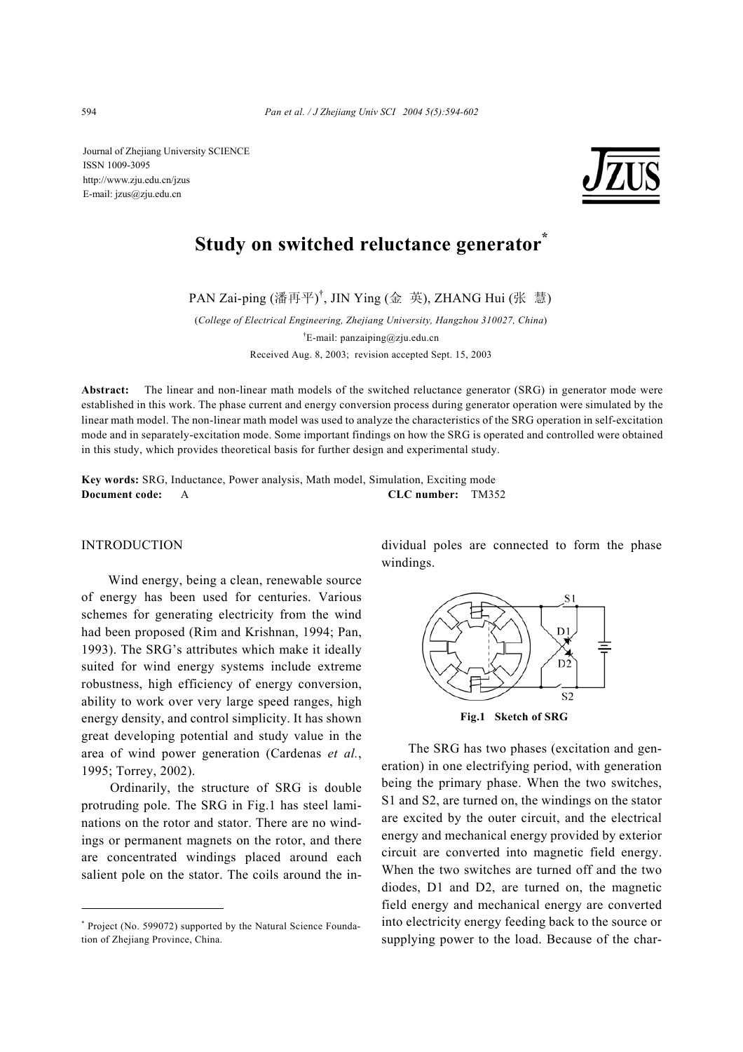Journal of Zhejiang University SCIENCE
ISSN 1009-3095
http://www.zju.edu.cn/jzus
E-mail: jzus@zju.edu.cn

# Study on switched reluctance generator*

PAN Zai-ping (潘再平)†, JIN Ying (金 英), ZHANG Hui (张 慧)

(*College of Electrical Engineering, Zhejiang University, Hangzhou 310027, China*)

†E-mail: panzaiping@zju.edu.cn

Received Aug. 8, 2003; revision accepted Sept. 15, 2003

**Abstract:** The linear and non-linear math models of the switched reluctance generator (SRG) in generator mode were established in this work. The phase current and energy conversion process during generator operation were simulated by the linear math model. The non-linear math model was used to analyze the characteristics of the SRG operation in self-excitation mode and in separately-excitation mode. Some important findings on how the SRG is operated and controlled were obtained in this study, which provides theoretical basis for further design and experimental study.

**Key words:** SRG, Inductance, Power analysis, Math model, Simulation, Exciting mode

**Document code:** A **CLC number:** TM352

## INTRODUCTION

Wind energy, being a clean, renewable source of energy has been used for centuries. Various schemes for generating electricity from the wind had been proposed (Rim and Krishnan, 1994; Pan, 1993). The SRG's attributes which make it ideally suited for wind energy systems include extreme robustness, high efficiency of energy conversion, ability to work over very large speed ranges, high energy density, and control simplicity. It has shown great developing potential and study value in the area of wind power generation (Cardenas *et al.*, 1995; Torrey, 2002).

Ordinarily, the structure of SRG is double protruding pole. The SRG in Fig.1 has steel laminations on the rotor and stator. There are no windings or permanent magnets on the rotor, and there are concentrated windings placed around each salient pole on the stator. The coils around the individual poles are connected to form the phase windings.

**Fig.1 Sketch of SRG**

The SRG has two phases (excitation and generation) in one electrifying period, with generation being the primary phase. When the two switches, S1 and S2, are turned on, the windings on the stator are excited by the outer circuit, and the electrical energy and mechanical energy provided by exterior circuit are converted into magnetic field energy. When the two switches are turned off and the two diodes, D1 and D2, are turned on, the magnetic field energy and mechanical energy are converted into electricity energy feeding back to the source or supplying power to the load. Because of the char-

* Project (No. 599072) supported by the Natural Science Foundation of Zhejiang Province, China.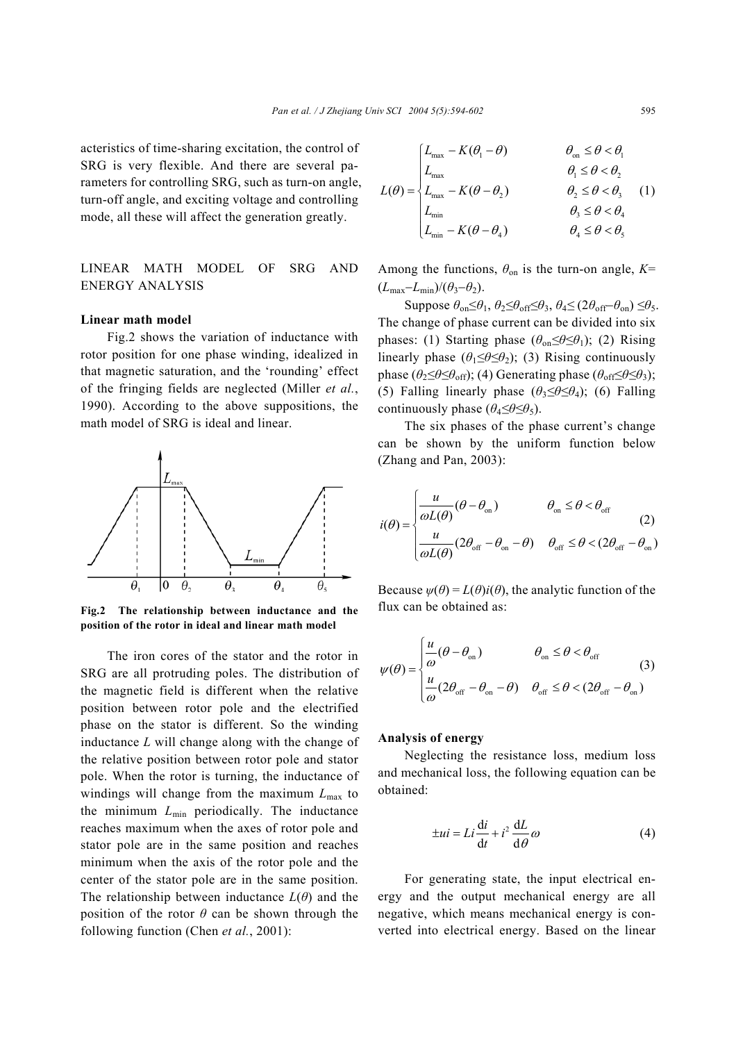acteristics of time-sharing excitation, the control of SRG is very flexible. And there are several parameters for controlling SRG, such as turn-on angle, turn-off angle, and exciting voltage and controlling mode, all these will affect the generation greatly.

## LINEAR MATH MODEL OF SRG AND ENERGY ANALYSIS

### Linear math model

Fig.2 shows the variation of inductance with rotor position for one phase winding, idealized in that magnetic saturation, and the 'rounding' effect of the fringing fields are neglected (Miller *et al.*, 1990). According to the above suppositions, the math model of SRG is ideal and linear.

**Fig.2 The relationship between inductance and the position of the rotor in ideal and linear math model**

The iron cores of the stator and the rotor in SRG are all protruding poles. The distribution of the magnetic field is different when the relative position between rotor pole and the electrified phase on the stator is different. So the winding inductance $L$ will change along with the change of the relative position between rotor pole and stator pole. When the rotor is turning, the inductance of windings will change from the maximum $L_{\max}$ to the minimum $L_{\min}$ periodically. The inductance reaches maximum when the axes of rotor pole and stator pole are in the same position and reaches minimum when the axis of the rotor pole and the center of the stator pole are in the same position. The relationship between inductance $L(\theta)$ and the position of the rotor $\theta$ can be shown through the following function (Chen *et al.*, 2001):

$$L(\theta)=\begin{cases} L_{\max}-K(\theta_1-\theta) & \theta_{\text{on}}\le\theta<\theta_1 \\ L_{\max} & \theta_1\le\theta<\theta_2 \\ L_{\max}-K(\theta-\theta_2) & \theta_2\le\theta<\theta_3 \\ L_{\min} & \theta_3\le\theta<\theta_4 \\ L_{\min}-K(\theta-\theta_4) & \theta_4\le\theta<\theta_5 \end{cases} \tag{1}$$

Among the functions, $\theta_{\text{on}}$ is the turn-on angle, $K=(L_{\max}-L_{\min})/(\theta_3-\theta_2)$.

Suppose $\theta_{\text{on}}\le\theta_1$, $\theta_2\le\theta_{\text{off}}\le\theta_3$, $\theta_4\le(2\theta_{\text{off}}-\theta_{\text{on}})\le\theta_5$. The change of phase current can be divided into six phases: (1) Starting phase ($\theta_{\text{on}}\le\theta\le\theta_1$); (2) Rising linearly phase ($\theta_1\le\theta\le\theta_2$); (3) Rising continuously phase ($\theta_2\le\theta\le\theta_{\text{off}}$); (4) Generating phase ($\theta_{\text{off}}\le\theta\le\theta_3$); (5) Falling linearly phase ($\theta_3\le\theta\le\theta_4$); (6) Falling continuously phase ($\theta_4\le\theta\le\theta_5$).

The six phases of the phase current's change can be shown by the uniform function below (Zhang and Pan, 2003):

$$i(\theta)=\begin{cases} \dfrac{u}{\omega L(\theta)}(\theta-\theta_{\text{on}}) & \theta_{\text{on}}\le\theta<\theta_{\text{off}} \\ \dfrac{u}{\omega L(\theta)}(2\theta_{\text{off}}-\theta_{\text{on}}-\theta) & \theta_{\text{off}}\le\theta<(2\theta_{\text{off}}-\theta_{\text{on}}) \end{cases} \tag{2}$$

Because $\psi(\theta)=L(\theta)i(\theta)$, the analytic function of the flux can be obtained as:

$$\psi(\theta)=\begin{cases} \dfrac{u}{\omega}(\theta-\theta_{\text{on}}) & \theta_{\text{on}}\le\theta<\theta_{\text{off}} \\ \dfrac{u}{\omega}(2\theta_{\text{off}}-\theta_{\text{on}}-\theta) & \theta_{\text{off}}\le\theta<(2\theta_{\text{off}}-\theta_{\text{on}}) \end{cases} \tag{3}$$

### Analysis of energy

Neglecting the resistance loss, medium loss and mechanical loss, the following equation can be obtained:

$$\pm ui = Li\frac{\mathrm{d}i}{\mathrm{d}t}+i^2\frac{\mathrm{d}L}{\mathrm{d}\theta}\omega \tag{4}$$

For generating state, the input electrical energy and the output mechanical energy are all negative, which means mechanical energy is converted into electrical energy. Based on the linear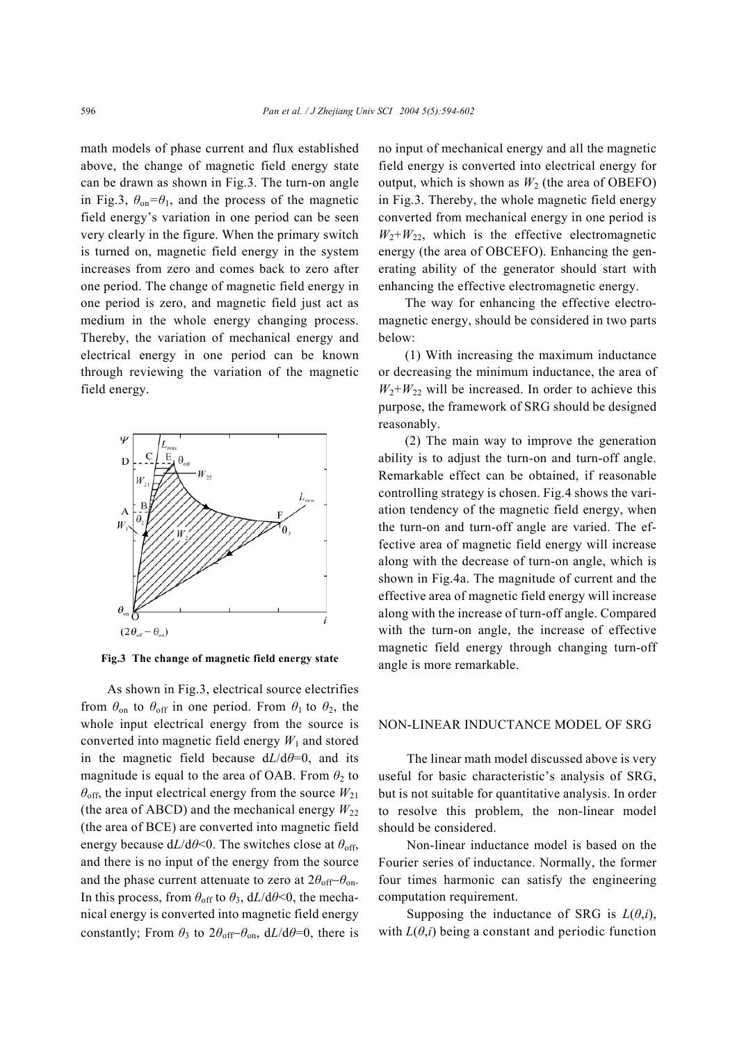math models of phase current and flux established above, the change of magnetic field energy state can be drawn as shown in Fig.3. The turn-on angle in Fig.3, $\theta_{on}=\theta_1$, and the process of the magnetic field energy's variation in one period can be seen very clearly in the figure. When the primary switch is turned on, magnetic field energy in the system increases from zero and comes back to zero after one period. The change of magnetic field energy in one period is zero, and magnetic field just act as medium in the whole energy changing process. Thereby, the variation of mechanical energy and electrical energy in one period can be known through reviewing the variation of the magnetic field energy.

**Fig.3 The change of magnetic field energy state**

As shown in Fig.3, electrical source electrifies from $\theta_{on}$ to $\theta_{off}$ in one period. From $\theta_1$ to $\theta_2$, the whole input electrical energy from the source is converted into magnetic field energy $W_1$ and stored in the magnetic field because $dL/d\theta=0$, and its magnitude is equal to the area of OAB. From $\theta_2$ to $\theta_{off}$, the input electrical energy from the source $W_{21}$ (the area of ABCD) and the mechanical energy $W_{22}$ (the area of BCE) are converted into magnetic field energy because $dL/d\theta<0$. The switches close at $\theta_{off}$, and there is no input of the energy from the source and the phase current attenuate to zero at $2\theta_{off}-\theta_{on}$. In this process, from $\theta_{off}$ to $\theta_3$, $dL/d\theta<0$, the mechanical energy is converted into magnetic field energy constantly; From $\theta_3$ to $2\theta_{off}-\theta_{on}$, $dL/d\theta=0$, there is no input of mechanical energy and all the magnetic field energy is converted into electrical energy for output, which is shown as $W_2$ (the area of OBEFO) in Fig.3. Thereby, the whole magnetic field energy converted from mechanical energy in one period is $W_2+W_{22}$, which is the effective electromagnetic energy (the area of OBCEFO). Enhancing the generating ability of the generator should start with enhancing the effective electromagnetic energy.

The way for enhancing the effective electromagnetic energy, should be considered in two parts below:

(1) With increasing the maximum inductance or decreasing the minimum inductance, the area of $W_2+W_{22}$ will be increased. In order to achieve this purpose, the framework of SRG should be designed reasonably.

(2) The main way to improve the generation ability is to adjust the turn-on and turn-off angle. Remarkable effect can be obtained, if reasonable controlling strategy is chosen. Fig.4 shows the variation tendency of the magnetic field energy, when the turn-on and turn-off angle are varied. The effective area of magnetic field energy will increase along with the decrease of turn-on angle, which is shown in Fig.4a. The magnitude of current and the effective area of magnetic field energy will increase along with the increase of turn-off angle. Compared with the turn-on angle, the increase of effective magnetic field energy through changing turn-off angle is more remarkable.

## NON-LINEAR INDUCTANCE MODEL OF SRG

The linear math model discussed above is very useful for basic characteristic's analysis of SRG, but is not suitable for quantitative analysis. In order to resolve this problem, the non-linear model should be considered.

Non-linear inductance model is based on the Fourier series of inductance. Normally, the former four times harmonic can satisfy the engineering computation requirement.

Supposing the inductance of SRG is $L(\theta,i)$, with $L(\theta,i)$ being a constant and periodic function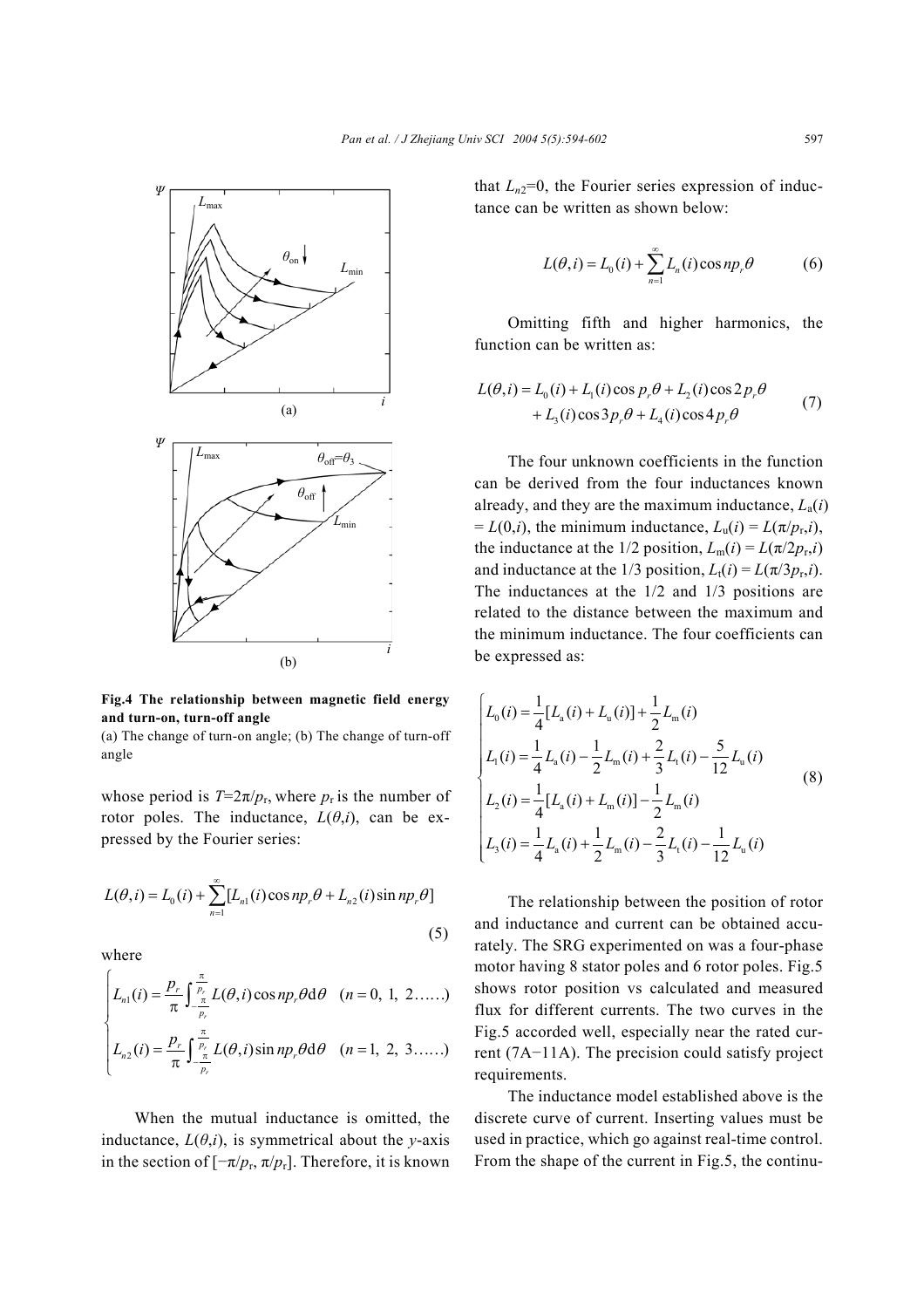**Fig.4 The relationship between magnetic field energy and turn-on, turn-off angle**

(a) The change of turn-on angle; (b) The change of turn-off angle

whose period is $T=2\pi/p_r$, where $p_r$ is the number of rotor poles. The inductance, $L(\theta,i)$, can be expressed by the Fourier series:

$$L(\theta,i)=L_0(i)+\sum_{n=1}^{\infty}[L_{n1}(i)\cos np_r\theta+L_{n2}(i)\sin np_r\theta] \tag{5}$$

where

$$\begin{cases} L_{n1}(i)=\dfrac{p_r}{\pi}\displaystyle\int_{-\frac{\pi}{p_r}}^{\frac{\pi}{p_r}} L(\theta,i)\cos np_r\theta \mathrm{d}\theta \quad (n=0,\ 1,\ 2\ldots\ldots) \\ L_{n2}(i)=\dfrac{p_r}{\pi}\displaystyle\int_{-\frac{\pi}{p_r}}^{\frac{\pi}{p_r}} L(\theta,i)\sin np_r\theta \mathrm{d}\theta \quad (n=1,\ 2,\ 3\ldots\ldots) \end{cases}$$

When the mutual inductance is omitted, the inductance, $L(\theta,i)$, is symmetrical about the $y$-axis in the section of $[-\pi/p_r, \pi/p_r]$. Therefore, it is known that $L_{n2}=0$, the Fourier series expression of inductance can be written as shown below:

$$L(\theta,i)=L_0(i)+\sum_{n=1}^{\infty}L_n(i)\cos np_r\theta \tag{6}$$

Omitting fifth and higher harmonics, the function can be written as:

$$\begin{aligned} L(\theta,i)&=L_0(i)+L_1(i)\cos p_r\theta+L_2(i)\cos 2p_r\theta \\ &+L_3(i)\cos 3p_r\theta+L_4(i)\cos 4p_r\theta \end{aligned} \tag{7}$$

The four unknown coefficients in the function can be derived from the four inductances known already, and they are the maximum inductance, $L_a(i) = L(0,i)$, the minimum inductance, $L_u(i) = L(\pi/p_r,i)$, the inductance at the 1/2 position, $L_m(i) = L(\pi/2p_r,i)$ and inductance at the 1/3 position, $L_t(i) = L(\pi/3p_r,i)$. The inductances at the 1/2 and 1/3 positions are related to the distance between the maximum and the minimum inductance. The four coefficients can be expressed as:

$$\begin{cases} L_0(i)=\dfrac{1}{4}[L_a(i)+L_u(i)]+\dfrac{1}{2}L_m(i) \\ L_1(i)=\dfrac{1}{4}L_a(i)-\dfrac{1}{2}L_m(i)+\dfrac{2}{3}L_t(i)-\dfrac{5}{12}L_u(i) \\ L_2(i)=\dfrac{1}{4}[L_a(i)+L_m(i)]-\dfrac{1}{2}L_m(i) \\ L_3(i)=\dfrac{1}{4}L_a(i)+\dfrac{1}{2}L_m(i)-\dfrac{2}{3}L_t(i)-\dfrac{1}{12}L_u(i) \end{cases} \tag{8}$$

The relationship between the position of rotor and inductance and current can be obtained accurately. The SRG experimented on was a four-phase motor having 8 stator poles and 6 rotor poles. Fig.5 shows rotor position vs calculated and measured flux for different currents. The two curves in the Fig.5 accorded well, especially near the rated current (7A−11A). The precision could satisfy project requirements.

The inductance model established above is the discrete curve of current. Inserting values must be used in practice, which go against real-time control. From the shape of the current in Fig.5, the continu-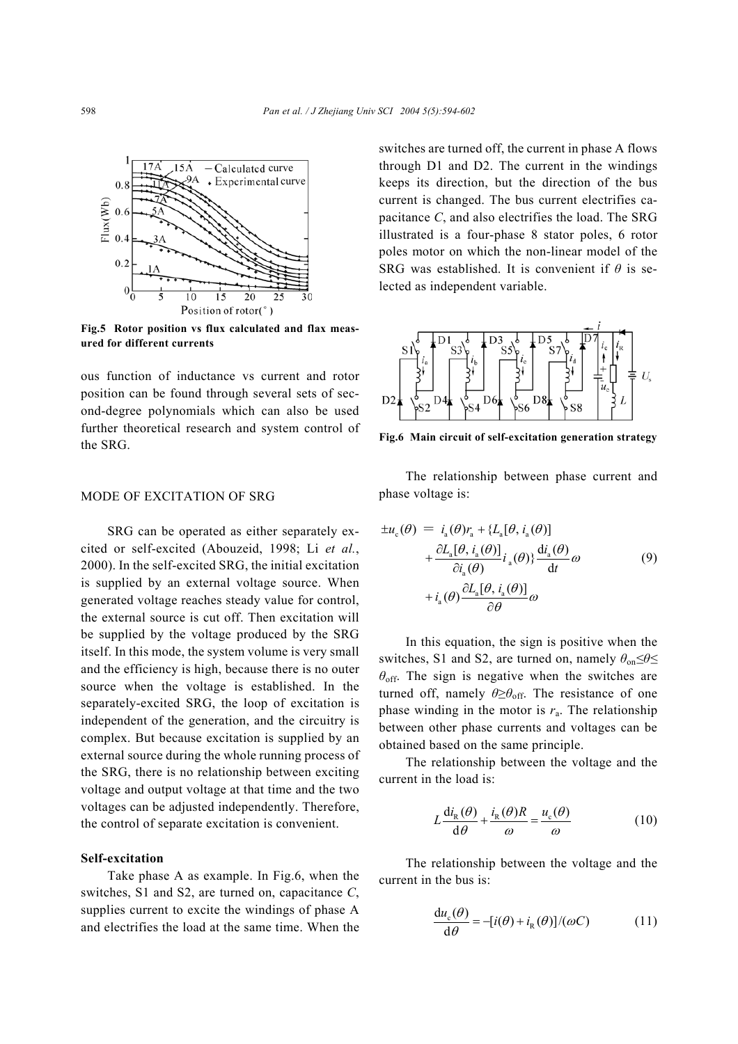Fig.5 Rotor position vs flux calculated and flax measured for different currents

ous function of inductance vs current and rotor position can be found through several sets of second-degree polynomials which can also be used further theoretical research and system control of the SRG.

## MODE OF EXCITATION OF SRG

SRG can be operated as either separately excited or self-excited (Abouzeid, 1998; Li *et al.*, 2000). In the self-excited SRG, the initial excitation is supplied by an external voltage source. When generated voltage reaches steady value for control, the external source is cut off. Then excitation will be supplied by the voltage produced by the SRG itself. In this mode, the system volume is very small and the efficiency is high, because there is no outer source when the voltage is established. In the separately-excited SRG, the loop of excitation is independent of the generation, and the circuitry is complex. But because excitation is supplied by an external source during the whole running process of the SRG, there is no relationship between exciting voltage and output voltage at that time and the two voltages can be adjusted independently. Therefore, the control of separate excitation is convenient.

### Self-excitation

Take phase A as example. In Fig.6, when the switches, S1 and S2, are turned on, capacitance $C$, supplies current to excite the windings of phase A and electrifies the load at the same time. When the switches are turned off, the current in phase A flows through D1 and D2. The current in the windings keeps its direction, but the direction of the bus current is changed. The bus current electrifies capacitance $C$, and also electrifies the load. The SRG illustrated is a four-phase 8 stator poles, 6 rotor poles motor on which the non-linear model of the SRG was established. It is convenient if $\theta$ is selected as independent variable.

Fig.6 Main circuit of self-excitation generation strategy

The relationship between phase current and phase voltage is:

$$\pm u_c(\theta) = i_a(\theta)r_a + \{L_a[\theta, i_a(\theta)] + \frac{\partial L_a[\theta, i_a(\theta)]}{\partial i_a(\theta)} i_a(\theta)\} \frac{\mathrm{d}i_a(\theta)}{\mathrm{d}t}\omega + i_a(\theta)\frac{\partial L_a[\theta, i_a(\theta)]}{\partial \theta}\omega \tag{9}$$

In this equation, the sign is positive when the switches, S1 and S2, are turned on, namely $\theta_{on} \leq \theta \leq \theta_{off}$. The sign is negative when the switches are turned off, namely $\theta \geq \theta_{off}$. The resistance of one phase winding in the motor is $r_a$. The relationship between other phase currents and voltages can be obtained based on the same principle.

The relationship between the voltage and the current in the load is:

$$L\frac{\mathrm{d}i_R(\theta)}{\mathrm{d}\theta} + \frac{i_R(\theta)R}{\omega} = \frac{u_c(\theta)}{\omega} \tag{10}$$

The relationship between the voltage and the current in the bus is:

$$\frac{\mathrm{d}u_c(\theta)}{\mathrm{d}\theta} = -[i(\theta) + i_R(\theta)]/(\omega C) \tag{11}$$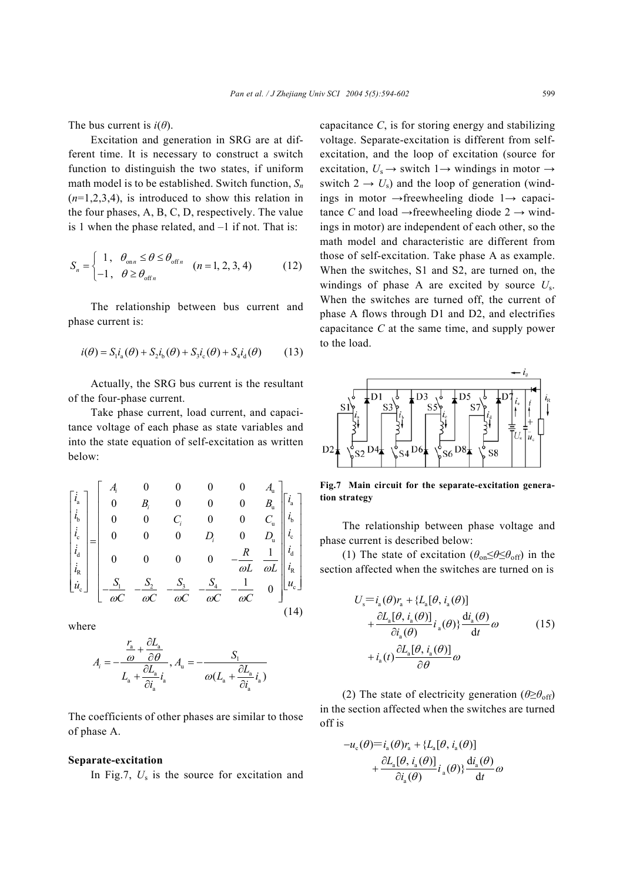The bus current is $i(\theta)$.

Excitation and generation in SRG are at different time. It is necessary to construct a switch function to distinguish the two states, if uniform math model is to be established. Switch function, $S_n$ ($n$=1,2,3,4), is introduced to show this relation in the four phases, A, B, C, D, respectively. The value is 1 when the phase related, and –1 if not. That is:

$$S_n = \begin{cases} 1, & \theta_{\mathrm{on}n} \le \theta \le \theta_{\mathrm{off}\,n} \\ -1, & \theta \ge \theta_{\mathrm{off}\,n} \end{cases} \quad (n = 1, 2, 3, 4) \tag{12}$$

The relationship between bus current and phase current is:

$$i(\theta) = S_1 i_{\mathrm{a}}(\theta) + S_2 i_{\mathrm{b}}(\theta) + S_3 i_{\mathrm{c}}(\theta) + S_4 i_{\mathrm{d}}(\theta) \tag{13}$$

Actually, the SRG bus current is the resultant of the four-phase current.

Take phase current, load current, and capacitance voltage of each phase as state variables and into the state equation of self-excitation as written below:

$$\begin{bmatrix} \dot{i}_{\mathrm{a}} \\ \dot{i}_{\mathrm{b}} \\ \dot{i}_{\mathrm{c}} \\ \dot{i}_{\mathrm{d}} \\ \dot{i}_{\mathrm{R}} \\ \dot{u}_{\mathrm{c}} \end{bmatrix} = \begin{bmatrix} A_i & 0 & 0 & 0 & 0 & A_{\mathrm{u}} \\ 0 & B_i & 0 & 0 & 0 & B_{\mathrm{u}} \\ 0 & 0 & C_i & 0 & 0 & C_{\mathrm{u}} \\ 0 & 0 & 0 & D_i & 0 & D_{\mathrm{u}} \\ 0 & 0 & 0 & 0 & -\dfrac{R}{\omega L} & \dfrac{1}{\omega L} \\ -\dfrac{S_1}{\omega C} & -\dfrac{S_2}{\omega C} & -\dfrac{S_3}{\omega C} & -\dfrac{S_4}{\omega C} & -\dfrac{1}{\omega C} & 0 \end{bmatrix} \begin{bmatrix} i_{\mathrm{a}} \\ i_{\mathrm{b}} \\ i_{\mathrm{c}} \\ i_{\mathrm{d}} \\ i_{\mathrm{R}} \\ u_{\mathrm{c}} \end{bmatrix} \tag{14}$$

where

$$A_i = -\frac{\dfrac{r_{\mathrm{a}}}{\omega} + \dfrac{\partial L_{\mathrm{a}}}{\partial \theta}}{L_{\mathrm{a}} + \dfrac{\partial L_{\mathrm{a}}}{\partial i_{\mathrm{a}}} i_{\mathrm{a}}}, \quad A_{\mathrm{u}} = -\frac{S_1}{\omega\left(L_{\mathrm{a}} + \dfrac{\partial L_{\mathrm{a}}}{\partial i_{\mathrm{a}}} i_{\mathrm{a}}\right)}$$

The coefficients of other phases are similar to those of phase A.

**Separate-excitation**

In Fig.7, $U_{\mathrm{s}}$ is the source for excitation and capacitance $C$, is for storing energy and stabilizing voltage. Separate-excitation is different from self-excitation, and the loop of excitation (source for excitation, $U_{\mathrm{s}}$ → switch 1→ windings in motor → switch 2 → $U_{\mathrm{s}}$) and the loop of generation (windings in motor →freewheeling diode 1→ capacitance $C$ and load →freewheeling diode 2 → windings in motor) are independent of each other, so the math model and characteristic are different from those of self-excitation. Take phase A as example. When the switches, S1 and S2, are turned on, the windings of phase A are excited by source $U_{\mathrm{s}}$. When the switches are turned off, the current of phase A flows through D1 and D2, and electrifies capacitance $C$ at the same time, and supply power to the load.

**Fig.7 Main circuit for the separate-excitation generation strategy**

The relationship between phase voltage and phase current is described below:

(1) The state of excitation ($\theta_{\mathrm{on}} \le \theta \le \theta_{\mathrm{off}}$) in the section affected when the switches are turned on is

$$\begin{aligned} U_{\mathrm{s}} = {} & i_{\mathrm{a}}(\theta) r_{\mathrm{a}} + \{L_{\mathrm{a}}[\theta, i_{\mathrm{a}}(\theta)] \\ & + \frac{\partial L_{\mathrm{a}}[\theta, i_{\mathrm{a}}(\theta)]}{\partial i_{\mathrm{a}}(\theta)} i_{\mathrm{a}}(\theta)\} \frac{\mathrm{d} i_{\mathrm{a}}(\theta)}{\mathrm{d}t} \omega \\ & + i_{\mathrm{a}}(t) \frac{\partial L_{\mathrm{a}}[\theta, i_{\mathrm{a}}(\theta)]}{\partial \theta} \omega \end{aligned} \tag{15}$$

(2) The state of electricity generation ($\theta \ge \theta_{\mathrm{off}}$) in the section affected when the switches are turned off is

$$\begin{aligned} -u_{\mathrm{c}}(\theta) = {} & i_{\mathrm{a}}(\theta) r_{\mathrm{a}} + \{L_{\mathrm{a}}[\theta, i_{\mathrm{a}}(\theta)] \\ & + \frac{\partial L_{\mathrm{a}}[\theta, i_{\mathrm{a}}(\theta)]}{\partial i_{\mathrm{a}}(\theta)} i_{\mathrm{a}}(\theta)\} \frac{\mathrm{d} i_{\mathrm{a}}(\theta)}{\mathrm{d}t} \omega \end{aligned}$$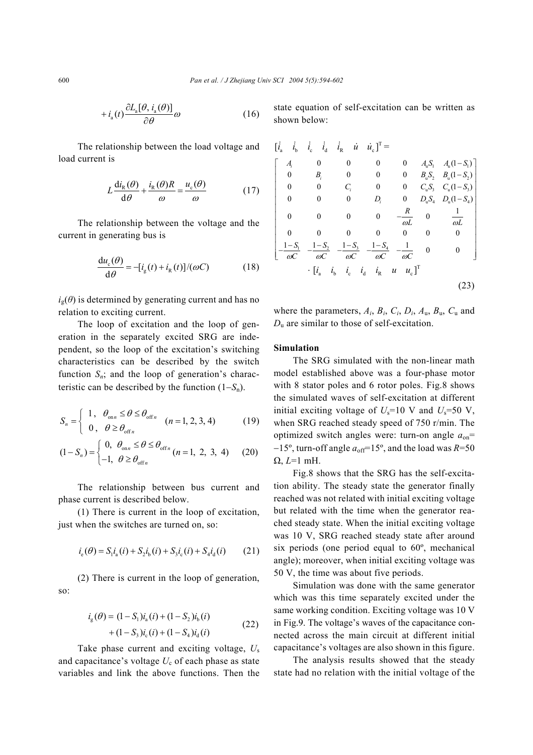$$+i_a(t)\frac{\partial L_a[\theta, i_a(\theta)]}{\partial \theta}\omega \tag{16}$$

The relationship between the load voltage and load current is

$$L\frac{\mathrm{d}i_R(\theta)}{\mathrm{d}\theta}+\frac{i_R(\theta)R}{\omega}=\frac{u_c(\theta)}{\omega} \tag{17}$$

The relationship between the voltage and the current in generating bus is

$$\frac{\mathrm{d}u_c(\theta)}{\mathrm{d}\theta}=-[i_g(t)+i_R(t)]/(\omega C) \tag{18}$$

$i_g(\theta)$ is determined by generating current and has no relation to exciting current.

The loop of excitation and the loop of generation in the separately excited SRG are independent, so the loop of the excitation's switching characteristics can be described by the switch function $S_n$; and the loop of generation's characteristic can be described by the function $(1-S_n)$.

$$S_n=\begin{cases}1, & \theta_{\mathrm{on}n}\le\theta\le\theta_{\mathrm{off}n}\\ 0, & \theta\ge\theta_{\mathrm{off}n}\end{cases}\quad (n=1, 2, 3, 4) \tag{19}$$

$$(1-S_n)=\begin{cases}0, & \theta_{\mathrm{on}n}\le\theta\le\theta_{\mathrm{off}n}\\ -1, & \theta\ge\theta_{\mathrm{off}n}\end{cases}\quad (n=1, 2, 3, 4) \tag{20}$$

The relationship between bus current and phase current is described below.

(1) There is current in the loop of excitation, just when the switches are turned on, so:

$$i_e(\theta)=S_1 i_a(i)+S_2 i_b(i)+S_3 i_c(i)+S_4 i_d(i) \tag{21}$$

(2) There is current in the loop of generation, so:

$$i_g(\theta)=(1-S_1)i_a(i)+(1-S_2)i_b(i)+(1-S_3)i_c(i)+(1-S_4)i_d(i) \tag{22}$$

Take phase current and exciting voltage, $U_s$ and capacitance's voltage $U_c$ of each phase as state variables and link the above functions. Then the state equation of self-excitation can be written as shown below:

$$[\dot{i}_a\ \ \dot{i}_b\ \ \dot{i}_c\ \ \dot{i}_d\ \ \dot{i}_R\ \ \dot{u}\ \ \dot{u}_c]^{\mathrm{T}}=\begin{bmatrix} A_i & 0 & 0 & 0 & 0 & A_u S_1 & A_u(1-S_1)\\ 0 & B_i & 0 & 0 & 0 & B_u S_2 & B_u(1-S_2)\\ 0 & 0 & C_i & 0 & 0 & C_u S_3 & C_u(1-S_3)\\ 0 & 0 & 0 & D_i & 0 & D_u S_4 & D_u(1-S_4)\\ 0 & 0 & 0 & 0 & -\dfrac{R}{\omega L} & 0 & \dfrac{1}{\omega L}\\ 0 & 0 & 0 & 0 & 0 & 0 & 0\\ -\dfrac{1-S_1}{\omega C} & -\dfrac{1-S_2}{\omega C} & -\dfrac{1-S_3}{\omega C} & -\dfrac{1-S_4}{\omega C} & -\dfrac{1}{\omega C} & 0 & 0 \end{bmatrix}\cdot[i_a\ \ i_b\ \ i_c\ \ i_d\ \ i_R\ \ u\ \ u_c]^{\mathrm{T}} \tag{23}$$

where the parameters, $A_i$, $B_i$, $C_i$, $D_i$, $A_u$, $B_u$, $C_u$ and $D_u$ are similar to those of self-excitation.

**Simulation**

The SRG simulated with the non-linear math model established above was a four-phase motor with 8 stator poles and 6 rotor poles. Fig.8 shows the simulated waves of self-excitation at different initial exciting voltage of $U_s$=10 V and $U_s$=50 V, when SRG reached steady speed of 750 r/min. The optimized switch angles were: turn-on angle $a_{\mathrm{on}}$= −15º, turn-off angle $a_{\mathrm{off}}$=15º, and the load was $R$=50 Ω, $L$=1 mH.

Fig.8 shows that the SRG has the self-excitation ability. The steady state the generator finally reached was not related with initial exciting voltage but related with the time when the generator reached steady state. When the initial exciting voltage was 10 V, SRG reached steady state after around six periods (one period equal to 60º, mechanical angle); moreover, when initial exciting voltage was 50 V, the time was about five periods.

Simulation was done with the same generator which was this time separately excited under the same working condition. Exciting voltage was 10 V in Fig.9. The voltage's waves of the capacitance connected across the main circuit at different initial capacitance's voltages are also shown in this figure.

The analysis results showed that the steady state had no relation with the initial voltage of the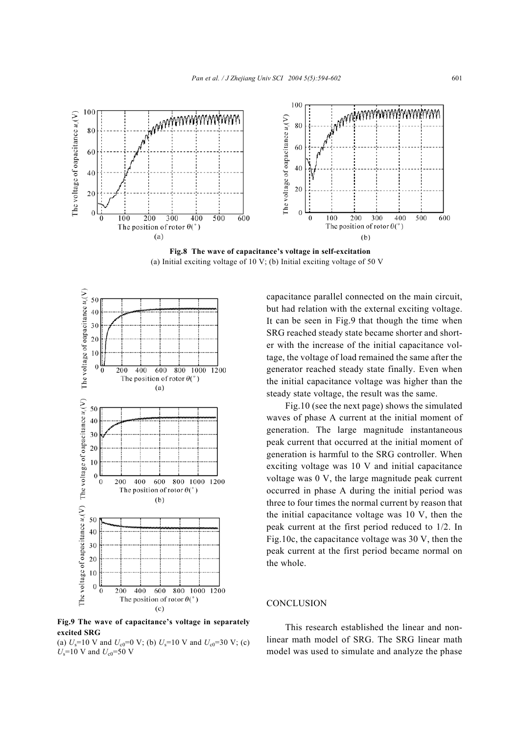Fig.8 The wave of capacitance's voltage in self-excitation

(a) Initial exciting voltage of 10 V; (b) Initial exciting voltage of 50 V

Fig.9 The wave of capacitance's voltage in separately excited SRG

(a) $U_s$=10 V and $U_{c0}$=0 V; (b) $U_s$=10 V and $U_{c0}$=30 V; (c) $U_s$=10 V and $U_{c0}$=50 V

capacitance parallel connected on the main circuit, but had relation with the external exciting voltage. It can be seen in Fig.9 that though the time when SRG reached steady state became shorter and shorter with the increase of the initial capacitance voltage, the voltage of load remained the same after the generator reached steady state finally. Even when the initial capacitance voltage was higher than the steady state voltage, the result was the same.

Fig.10 (see the next page) shows the simulated waves of phase A current at the initial moment of generation. The large magnitude instantaneous peak current that occurred at the initial moment of generation is harmful to the SRG controller. When exciting voltage was 10 V and initial capacitance voltage was 0 V, the large magnitude peak current occurred in phase A during the initial period was three to four times the normal current by reason that the initial capacitance voltage was 10 V, then the peak current at the first period reduced to 1/2. In Fig.10c, the capacitance voltage was 30 V, then the peak current at the first period became normal on the whole.

## CONCLUSION

This research established the linear and nonlinear math model of SRG. The SRG linear math model was used to simulate and analyze the phase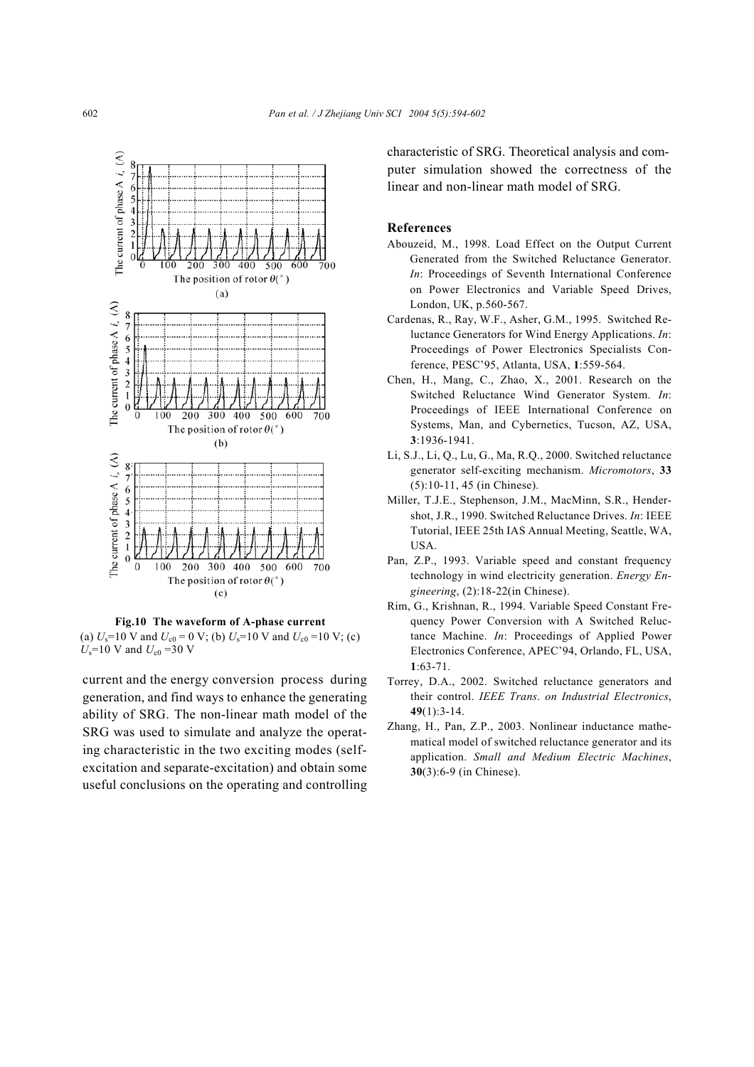The current of phase A $i_a$ (A)

8
7
6
5
4
3
2
1
0

0 100 200 300 400 500 600 700

The position of rotor $\theta$(°)

(a)

The current of phase A $i_a$ (A)

8
7
6
5
4
3
2
1
0

0 100 200 300 400 500 600 700

The position of rotor $\theta$(°)

(b)

The current of phase A $i_a$ (A)

8
7
6
5
4
3
2
1
0

0 100 200 300 400 500 600 700

The position of rotor $\theta$(°)

(c)

**Fig.10 The waveform of A-phase current**

(a) $U_s$=10 V and $U_{c0}$ = 0 V; (b) $U_s$=10 V and $U_{c0}$ =10 V; (c) $U_s$=10 V and $U_{c0}$ =30 V

current and the energy conversion process during generation, and find ways to enhance the generating ability of SRG. The non-linear math model of the SRG was used to simulate and analyze the operating characteristic in the two exciting modes (self-excitation and separate-excitation) and obtain some useful conclusions on the operating and controlling characteristic of SRG. Theoretical analysis and computer simulation showed the correctness of the linear and non-linear math model of SRG.

## References

Abouzeid, M., 1998. Load Effect on the Output Current Generated from the Switched Reluctance Generator. *In*: Proceedings of Seventh International Conference on Power Electronics and Variable Speed Drives, London, UK, p.560-567.

Cardenas, R., Ray, W.F., Asher, G.M., 1995. Switched Reluctance Generators for Wind Energy Applications. *In*: Proceedings of Power Electronics Specialists Conference, PESC'95, Atlanta, USA, **1**:559-564.

Chen, H., Mang, C., Zhao, X., 2001. Research on the Switched Reluctance Wind Generator System. *In*: Proceedings of IEEE International Conference on Systems, Man, and Cybernetics, Tucson, AZ, USA, **3**:1936-1941.

Li, S.J., Li, Q., Lu, G., Ma, R.Q., 2000. Switched reluctance generator self-exciting mechanism. *Micromotors*, **33** (5):10-11, 45 (in Chinese).

Miller, T.J.E., Stephenson, J.M., MacMinn, S.R., Hendershot, J.R., 1990. Switched Reluctance Drives. *In*: IEEE Tutorial, IEEE 25th IAS Annual Meeting, Seattle, WA, USA.

Pan, Z.P., 1993. Variable speed and constant frequency technology in wind electricity generation. *Energy Engineering*, (2):18-22(in Chinese).

Rim, G., Krishnan, R., 1994. Variable Speed Constant Frequency Power Conversion with A Switched Reluctance Machine. *In*: Proceedings of Applied Power Electronics Conference, APEC'94, Orlando, FL, USA, **1**:63-71.

Torrey, D.A., 2002. Switched reluctance generators and their control. *IEEE Trans. on Industrial Electronics*, **49**(1):3-14.

Zhang, H., Pan, Z.P., 2003. Nonlinear inductance mathematical model of switched reluctance generator and its application. *Small and Medium Electric Machines*, **30**(3):6-9 (in Chinese).